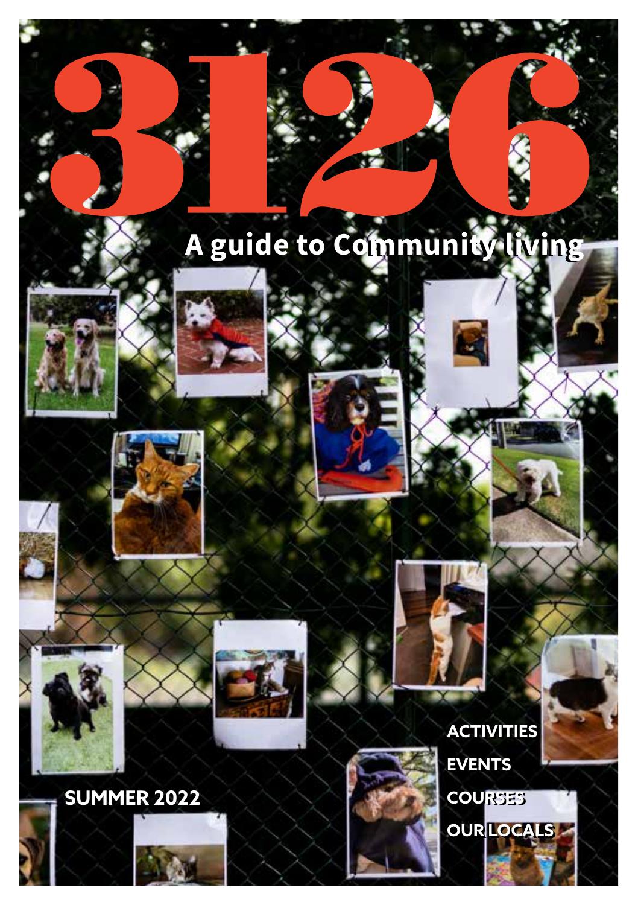# 3126

## A guide to Community living

SUMMER 2022

ACTIVITIES

EVENTS

COURSES

OUR LOCALS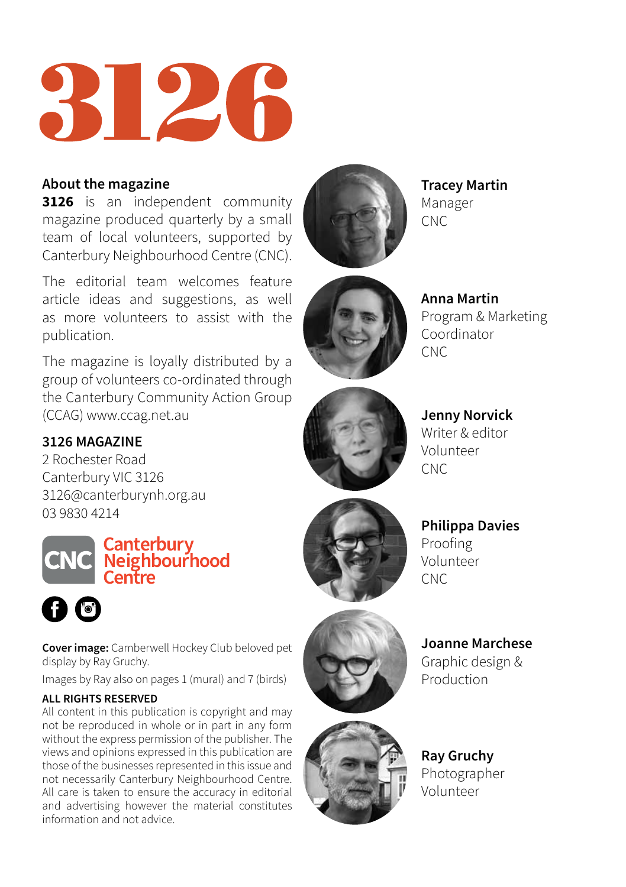# 3126

## About the magazine

**3126** is an independent community magazine produced quarterly by a small team of local volunteers, supported by Canterbury Neighbourhood Centre (CNC).

The editorial team welcomes feature article ideas and suggestions, as well as more volunteers to assist with the publication.

The magazine is loyally distributed by a group of volunteers co-ordinated through the Canterbury Community Action Group (CCAG) www.ccag.net.au

**3126 MAGAZINE**
2 Rochester Road
Canterbury VIC 3126
3126@canterburynh.org.au
03 9830 4214

CNC Canterbury Neighbourhood Centre

**Cover image:** Camberwell Hockey Club beloved pet display by Ray Gruchy.

Images by Ray also on pages 1 (mural) and 7 (birds)

**ALL RIGHTS RESERVED**
All content in this publication is copyright and may not be reproduced in whole or in part in any form without the express permission of the publisher. The views and opinions expressed in this publication are those of the businesses represented in this issue and not necessarily Canterbury Neighbourhood Centre. All care is taken to ensure the accuracy in editorial and advertising however the material constitutes information and not advice.

**Tracey Martin**
Manager
CNC

**Anna Martin**
Program & Marketing Coordinator
CNC

**Jenny Norvick**
Writer & editor
Volunteer
CNC

**Philippa Davies**
Proofing
Volunteer
CNC

**Joanne Marchese**
Graphic design & Production

**Ray Gruchy**
Photographer
Volunteer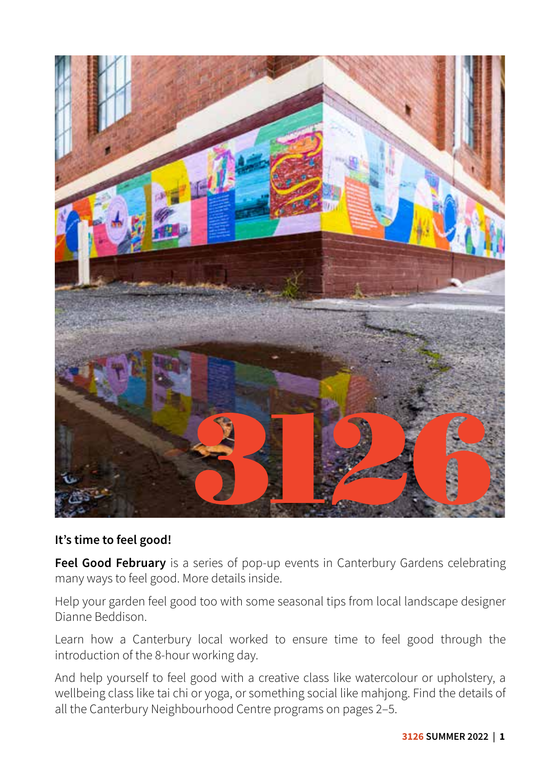# 3126

**It's time to feel good!**

**Feel Good February** is a series of pop-up events in Canterbury Gardens celebrating many ways to feel good. More details inside.

Help your garden feel good too with some seasonal tips from local landscape designer Dianne Beddison.

Learn how a Canterbury local worked to ensure time to feel good through the introduction of the 8-hour working day.

And help yourself to feel good with a creative class like watercolour or upholstery, a wellbeing class like tai chi or yoga, or something social like mahjong. Find the details of all the Canterbury Neighbourhood Centre programs on pages 2–5.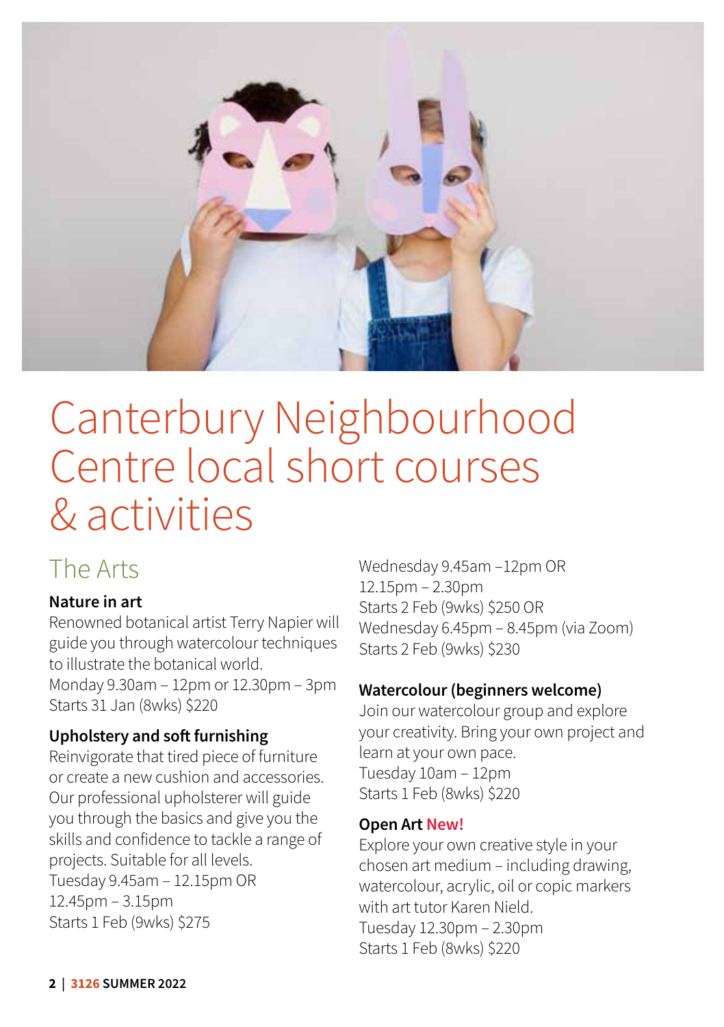# Canterbury Neighbourhood Centre local short courses & activities

## The Arts

### Nature in art

Renowned botanical artist Terry Napier will guide you through watercolour techniques to illustrate the botanical world.
Monday 9.30am – 12pm or 12.30pm – 3pm
Starts 31 Jan (8wks) $220

### Upholstery and soft furnishing

Reinvigorate that tired piece of furniture or create a new cushion and accessories. Our professional upholsterer will guide you through the basics and give you the skills and confidence to tackle a range of projects. Suitable for all levels.
Tuesday 9.45am – 12.15pm OR
12.45pm – 3.15pm
Starts 1 Feb (9wks) $275

Wednesday 9.45am –12pm OR
12.15pm – 2.30pm
Starts 2 Feb (9wks) $250 OR
Wednesday 6.45pm – 8.45pm (via Zoom)
Starts 2 Feb (9wks) $230

### Watercolour (beginners welcome)

Join our watercolour group and explore your creativity. Bring your own project and learn at your own pace.
Tuesday 10am – 12pm
Starts 1 Feb (8wks) $220

### Open Art New!

Explore your own creative style in your chosen art medium – including drawing, watercolour, acrylic, oil or copic markers with art tutor Karen Nield.
Tuesday 12.30pm – 2.30pm
Starts 1 Feb (8wks) $220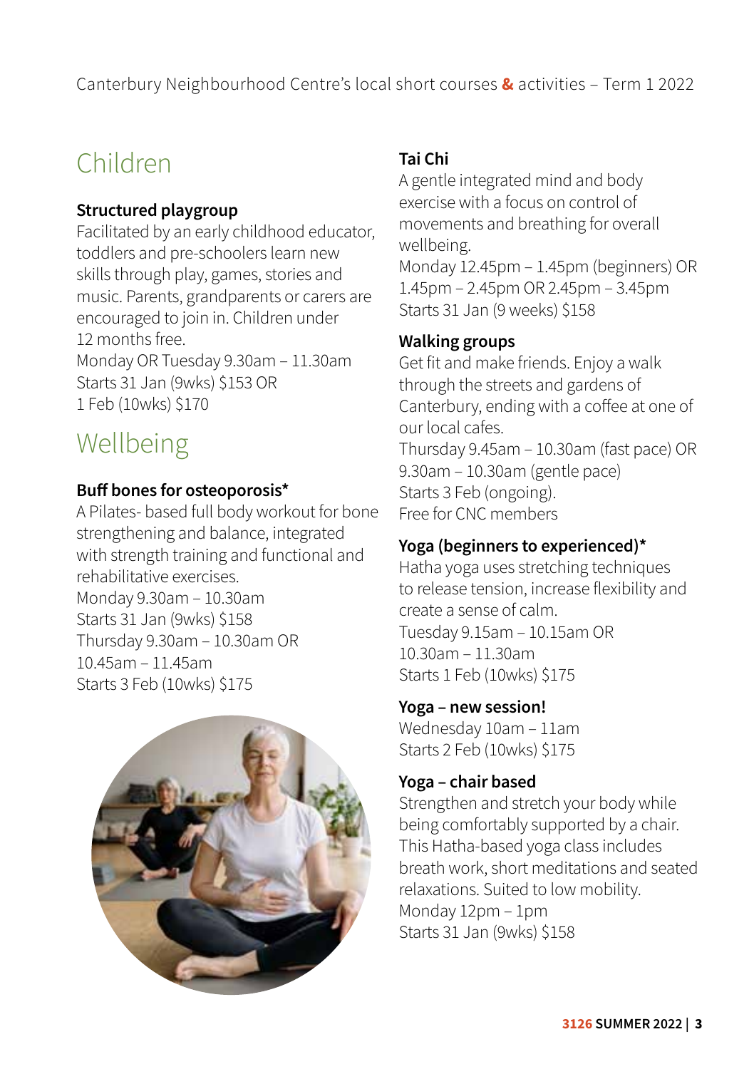Canterbury Neighbourhood Centre's local short courses & activities – Term 1 2022

## Children

### Structured playgroup

Facilitated by an early childhood educator, toddlers and pre-schoolers learn new skills through play, games, stories and music. Parents, grandparents or carers are encouraged to join in. Children under 12 months free.
Monday OR Tuesday 9.30am – 11.30am
Starts 31 Jan (9wks) $153 OR
1 Feb (10wks) $170

## Wellbeing

### Buff bones for osteoporosis*

A Pilates- based full body workout for bone strengthening and balance, integrated with strength training and functional and rehabilitative exercises.
Monday 9.30am – 10.30am
Starts 31 Jan (9wks) $158
Thursday 9.30am – 10.30am OR
10.45am – 11.45am
Starts 3 Feb (10wks) $175

### Tai Chi

A gentle integrated mind and body exercise with a focus on control of movements and breathing for overall wellbeing.
Monday 12.45pm – 1.45pm (beginners) OR
1.45pm – 2.45pm OR 2.45pm – 3.45pm
Starts 31 Jan (9 weeks) $158

### Walking groups

Get fit and make friends. Enjoy a walk through the streets and gardens of Canterbury, ending with a coffee at one of our local cafes.
Thursday 9.45am – 10.30am (fast pace) OR
9.30am – 10.30am (gentle pace)
Starts 3 Feb (ongoing).
Free for CNC members

### Yoga (beginners to experienced)*

Hatha yoga uses stretching techniques to release tension, increase flexibility and create a sense of calm.
Tuesday 9.15am – 10.15am OR
10.30am – 11.30am
Starts 1 Feb (10wks) $175

### Yoga – new session!

Wednesday 10am – 11am
Starts 2 Feb (10wks) $175

### Yoga – chair based

Strengthen and stretch your body while being comfortably supported by a chair. This Hatha-based yoga class includes breath work, short meditations and seated relaxations. Suited to low mobility.
Monday 12pm – 1pm
Starts 31 Jan (9wks) $158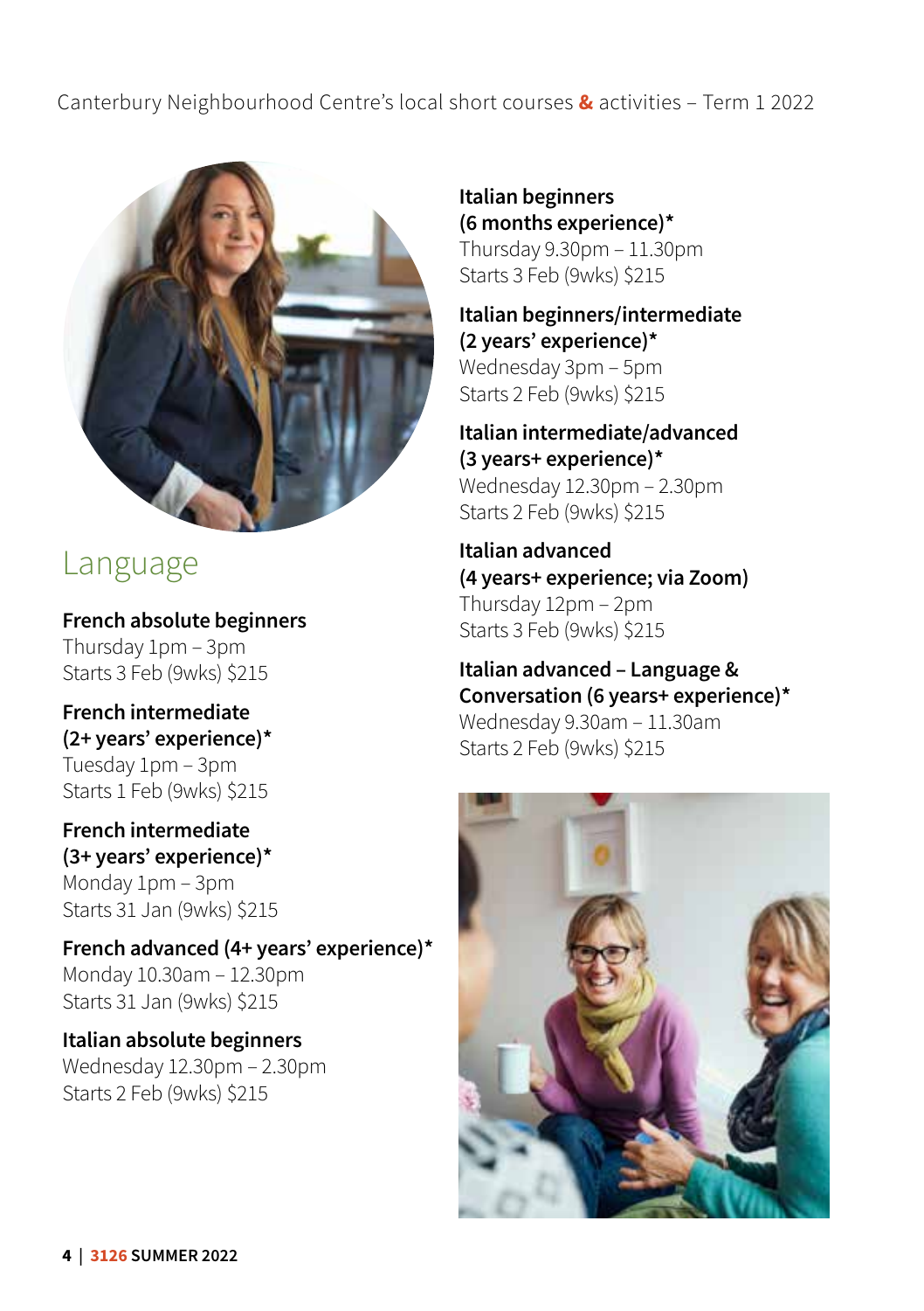Canterbury Neighbourhood Centre's local short courses & activities – Term 1 2022

## Language

**French absolute beginners**
Thursday 1pm – 3pm
Starts 3 Feb (9wks) $215

**French intermediate (2+ years' experience)***
Tuesday 1pm – 3pm
Starts 1 Feb (9wks) $215

**French intermediate (3+ years' experience)***
Monday 1pm – 3pm
Starts 31 Jan (9wks) $215

**French advanced (4+ years' experience)***
Monday 10.30am – 12.30pm
Starts 31 Jan (9wks) $215

**Italian absolute beginners**
Wednesday 12.30pm – 2.30pm
Starts 2 Feb (9wks) $215

**Italian beginners (6 months experience)***
Thursday 9.30pm – 11.30pm
Starts 3 Feb (9wks) $215

**Italian beginners/intermediate (2 years' experience)***
Wednesday 3pm – 5pm
Starts 2 Feb (9wks) $215

**Italian intermediate/advanced (3 years+ experience)***
Wednesday 12.30pm – 2.30pm
Starts 2 Feb (9wks) $215

**Italian advanced (4 years+ experience; via Zoom)**
Thursday 12pm – 2pm
Starts 3 Feb (9wks) $215

**Italian advanced – Language & Conversation (6 years+ experience)***
Wednesday 9.30am – 11.30am
Starts 2 Feb (9wks) $215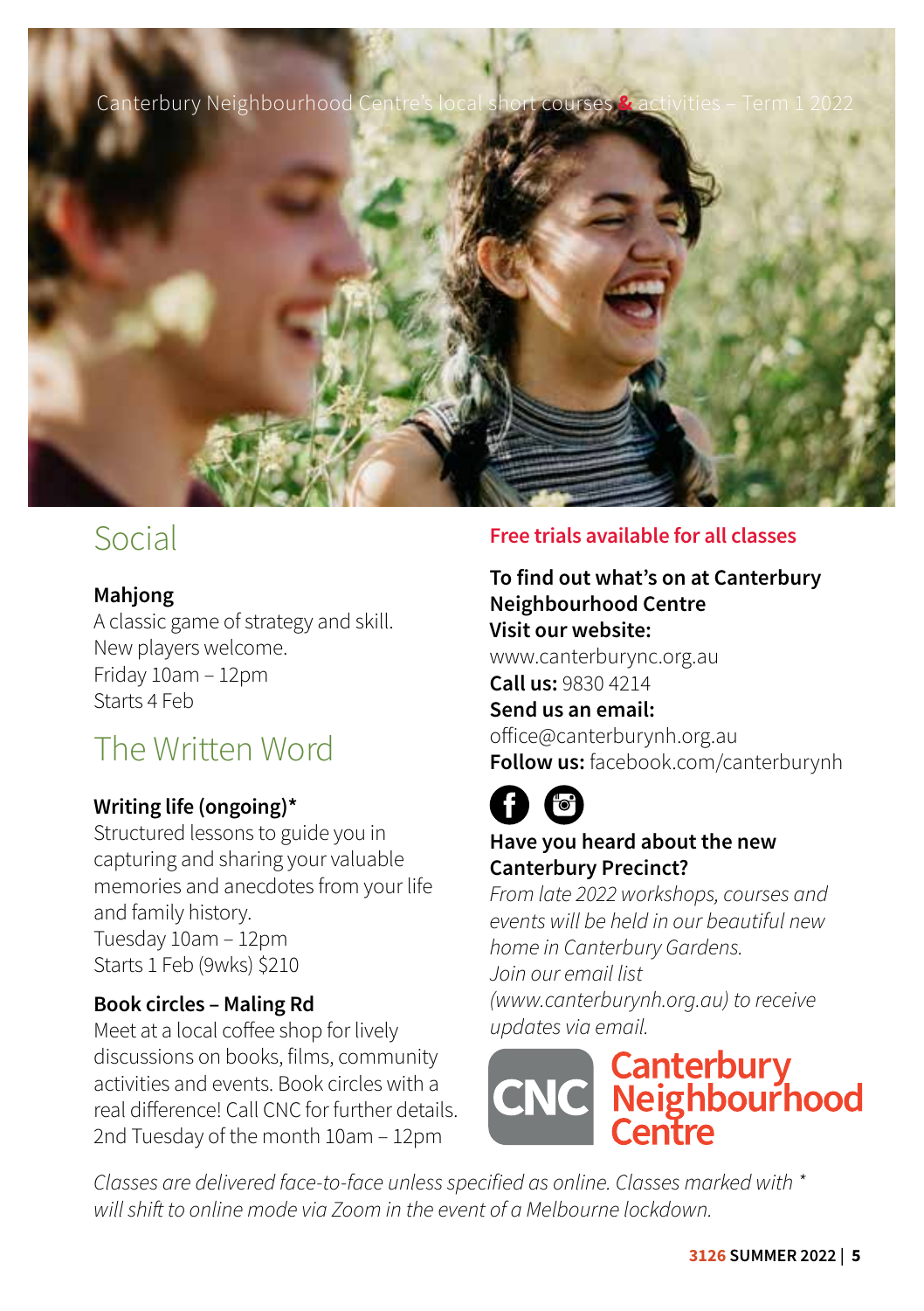Canterbury Neighbourhood Centre's local short courses & activities – Term 1 2022

## Social

**Mahjong**
A classic game of strategy and skill.
New players welcome.
Friday 10am – 12pm
Starts 4 Feb

## The Written Word

**Writing life (ongoing)***
Structured lessons to guide you in capturing and sharing your valuable memories and anecdotes from your life and family history.
Tuesday 10am – 12pm
Starts 1 Feb (9wks) $210

**Book circles – Maling Rd**
Meet at a local coffee shop for lively discussions on books, films, community activities and events. Book circles with a real difference! Call CNC for further details.
2nd Tuesday of the month 10am – 12pm

**Free trials available for all classes**

**To find out what's on at Canterbury Neighbourhood Centre**
**Visit our website:**
www.canterburync.org.au
**Call us:** 9830 4214
**Send us an email:**
office@canterburynh.org.au
**Follow us:** facebook.com/canterburynh

**Have you heard about the new Canterbury Precinct?**
*From late 2022 workshops, courses and events will be held in our beautiful new home in Canterbury Gardens.*
*Join our email list (www.canterburynh.org.au) to receive updates via email.*

CNC Canterbury Neighbourhood Centre

*Classes are delivered face-to-face unless specified as online. Classes marked with * will shift to online mode via Zoom in the event of a Melbourne lockdown.*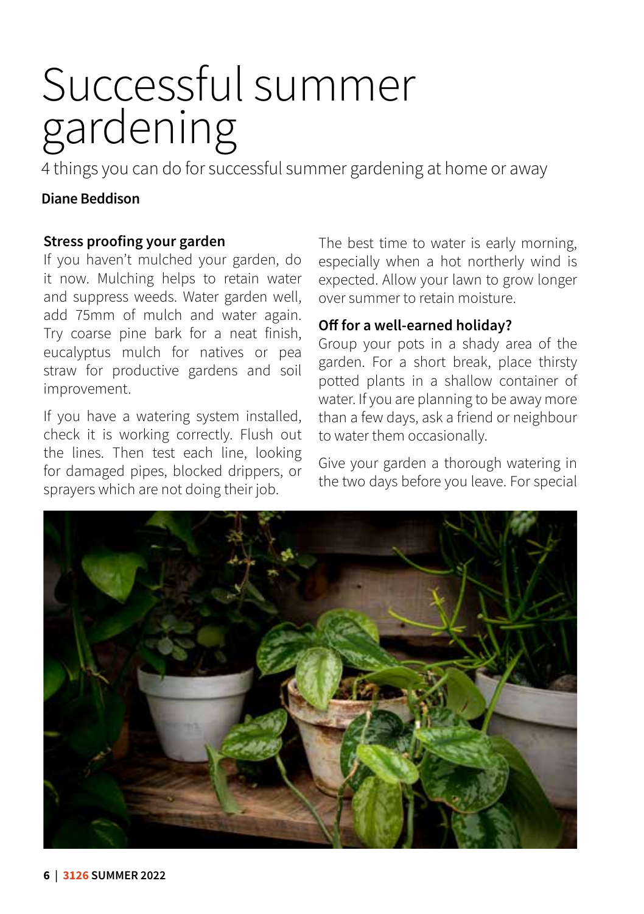# Successful summer gardening

4 things you can do for successful summer gardening at home or away

**Diane Beddison**

### Stress proofing your garden

If you haven't mulched your garden, do it now. Mulching helps to retain water and suppress weeds. Water garden well, add 75mm of mulch and water again. Try coarse pine bark for a neat finish, eucalyptus mulch for natives or pea straw for productive gardens and soil improvement.

If you have a watering system installed, check it is working correctly. Flush out the lines. Then test each line, looking for damaged pipes, blocked drippers, or sprayers which are not doing their job.

The best time to water is early morning, especially when a hot northerly wind is expected. Allow your lawn to grow longer over summer to retain moisture.

### Off for a well-earned holiday?

Group your pots in a shady area of the garden. For a short break, place thirsty potted plants in a shallow container of water. If you are planning to be away more than a few days, ask a friend or neighbour to water them occasionally.

Give your garden a thorough watering in the two days before you leave. For special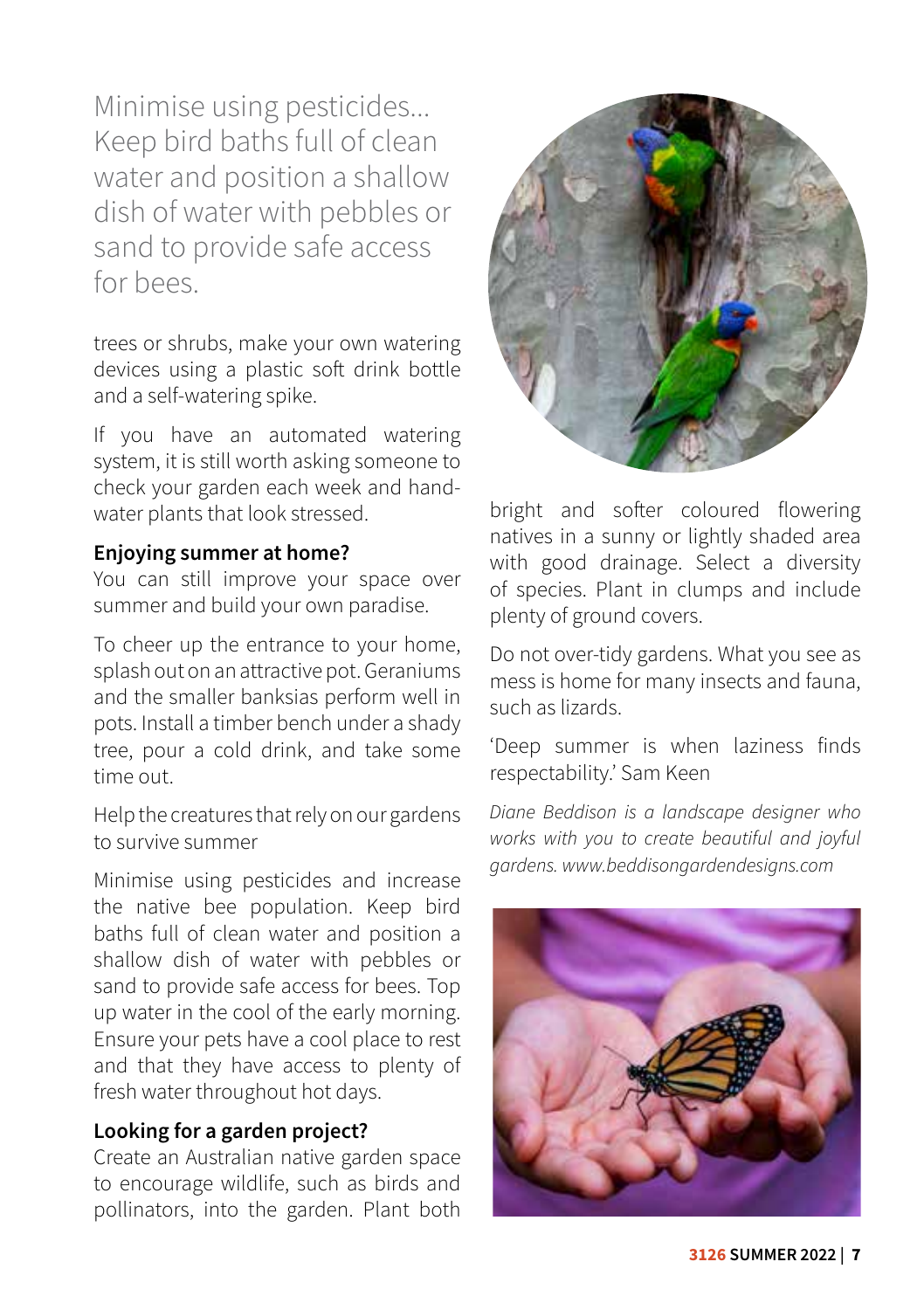Minimise using pesticides... Keep bird baths full of clean water and position a shallow dish of water with pebbles or sand to provide safe access for bees.

trees or shrubs, make your own watering devices using a plastic soft drink bottle and a self-watering spike.

If you have an automated watering system, it is still worth asking someone to check your garden each week and hand-water plants that look stressed.

**Enjoying summer at home?**

You can still improve your space over summer and build your own paradise.

To cheer up the entrance to your home, splash out on an attractive pot. Geraniums and the smaller banksias perform well in pots. Install a timber bench under a shady tree, pour a cold drink, and take some time out.

Help the creatures that rely on our gardens to survive summer

Minimise using pesticides and increase the native bee population. Keep bird baths full of clean water and position a shallow dish of water with pebbles or sand to provide safe access for bees. Top up water in the cool of the early morning. Ensure your pets have a cool place to rest and that they have access to plenty of fresh water throughout hot days.

**Looking for a garden project?**

Create an Australian native garden space to encourage wildlife, such as birds and pollinators, into the garden. Plant both bright and softer coloured flowering natives in a sunny or lightly shaded area with good drainage. Select a diversity of species. Plant in clumps and include plenty of ground covers.

Do not over-tidy gardens. What you see as mess is home for many insects and fauna, such as lizards.

'Deep summer is when laziness finds respectability.' Sam Keen

*Diane Beddison is a landscape designer who works with you to create beautiful and joyful gardens. www.beddisongardendesigns.com*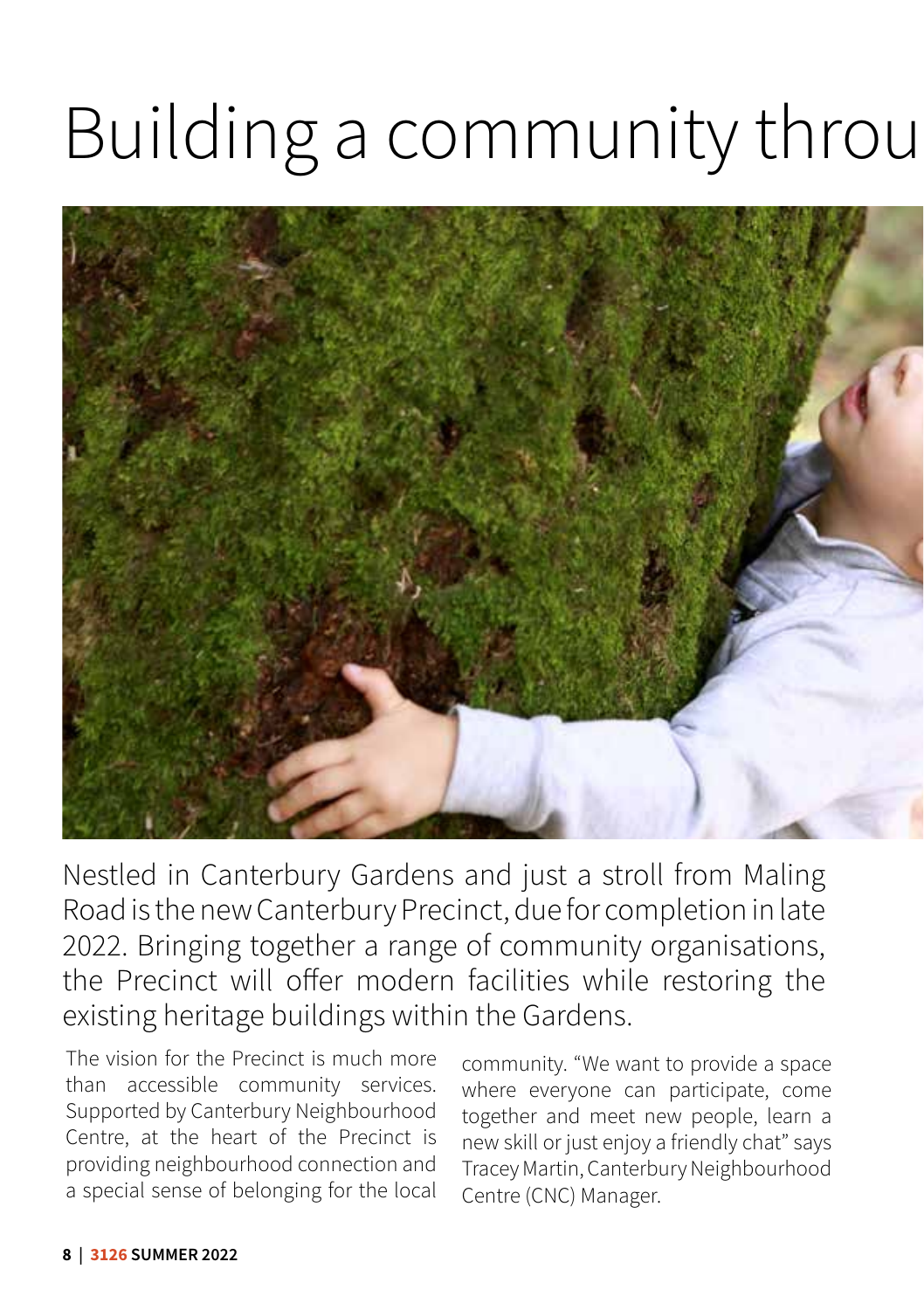# Building a community throu

Nestled in Canterbury Gardens and just a stroll from Maling Road is the new Canterbury Precinct, due for completion in late 2022. Bringing together a range of community organisations, the Precinct will offer modern facilities while restoring the existing heritage buildings within the Gardens.

The vision for the Precinct is much more than accessible community services. Supported by Canterbury Neighbourhood Centre, at the heart of the Precinct is providing neighbourhood connection and a special sense of belonging for the local community. "We want to provide a space where everyone can participate, come together and meet new people, learn a new skill or just enjoy a friendly chat" says Tracey Martin, Canterbury Neighbourhood Centre (CNC) Manager.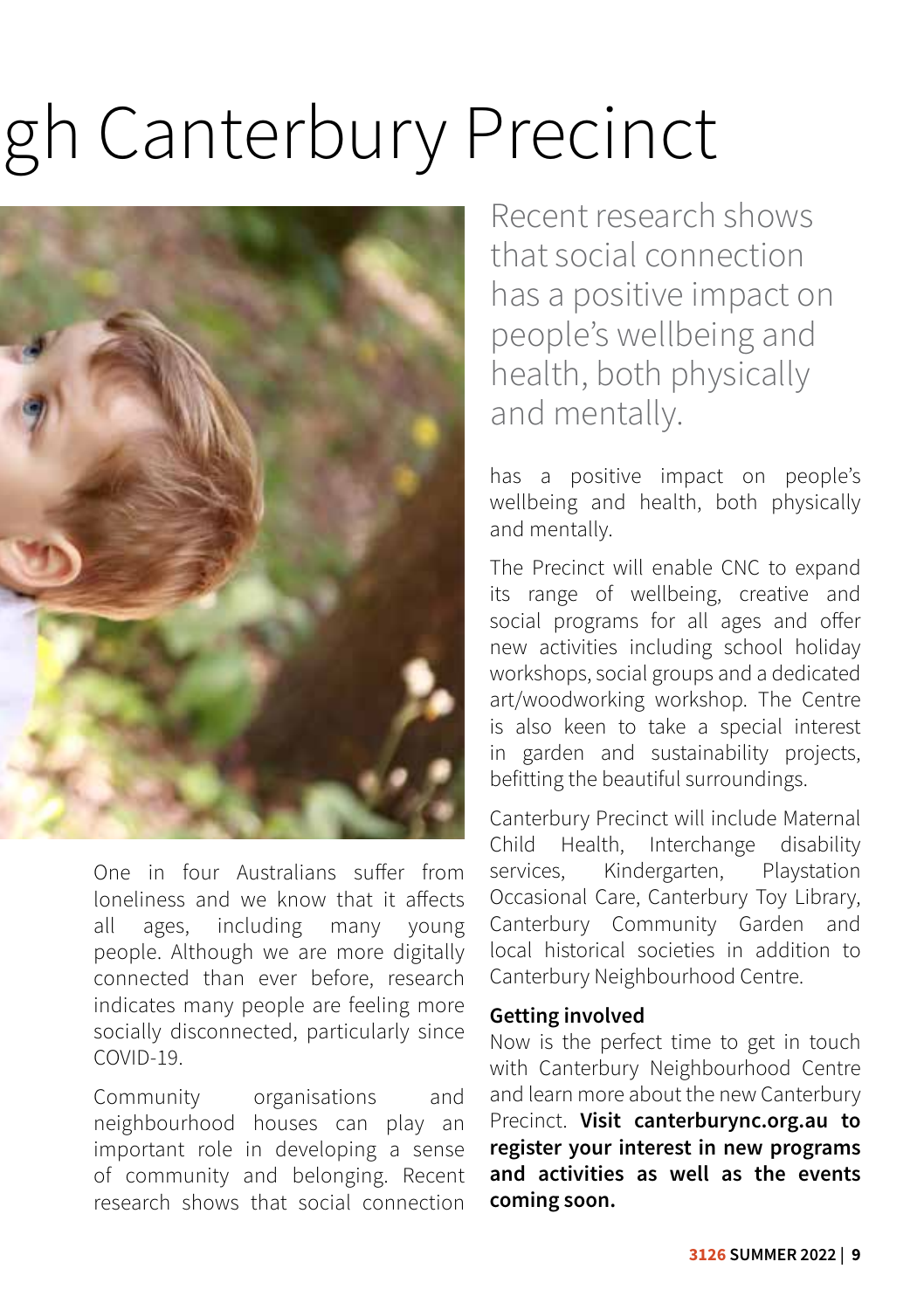# gh Canterbury Precinct

Recent research shows that social connection has a positive impact on people's wellbeing and health, both physically and mentally.

One in four Australians suffer from loneliness and we know that it affects all ages, including many young people. Although we are more digitally connected than ever before, research indicates many people are feeling more socially disconnected, particularly since COVID-19.

Community organisations and neighbourhood houses can play an important role in developing a sense of community and belonging. Recent research shows that social connection has a positive impact on people's wellbeing and health, both physically and mentally.

The Precinct will enable CNC to expand its range of wellbeing, creative and social programs for all ages and offer new activities including school holiday workshops, social groups and a dedicated art/woodworking workshop. The Centre is also keen to take a special interest in garden and sustainability projects, befitting the beautiful surroundings.

Canterbury Precinct will include Maternal Child Health, Interchange disability services, Kindergarten, Playstation Occasional Care, Canterbury Toy Library, Canterbury Community Garden and local historical societies in addition to Canterbury Neighbourhood Centre.

**Getting involved**

Now is the perfect time to get in touch with Canterbury Neighbourhood Centre and learn more about the new Canterbury Precinct. **Visit canterburync.org.au to register your interest in new programs and activities as well as the events coming soon.**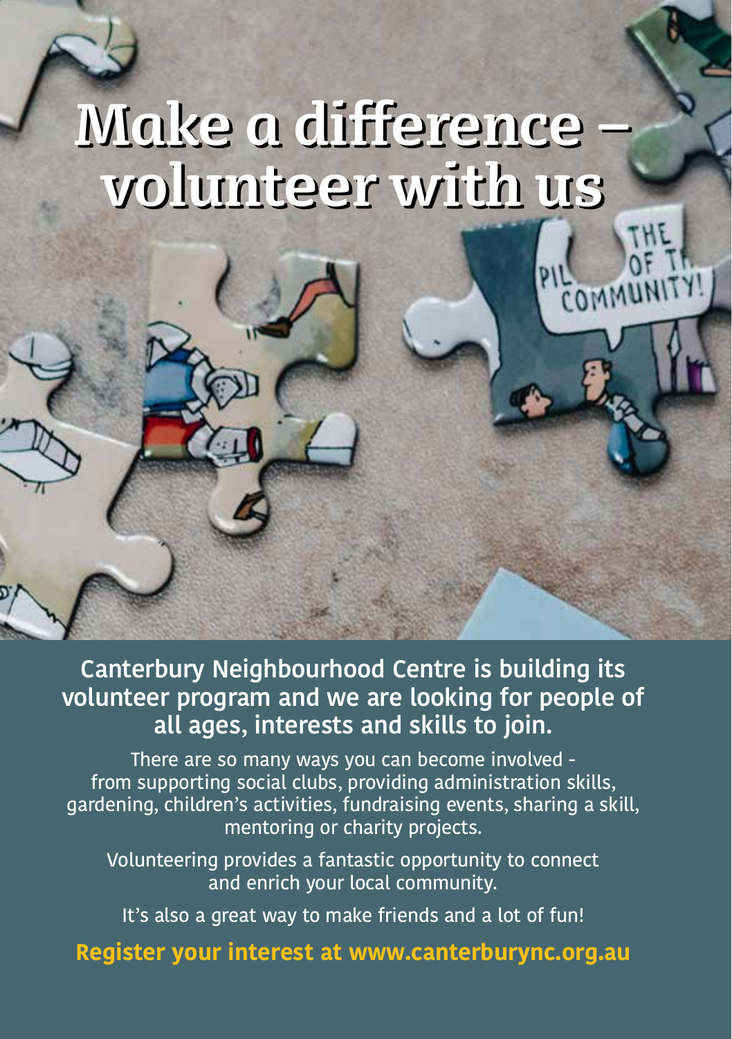# Make a difference – volunteer with us

**Canterbury Neighbourhood Centre is building its volunteer program and we are looking for people of all ages, interests and skills to join.**

There are so many ways you can become involved - from supporting social clubs, providing administration skills, gardening, children's activities, fundraising events, sharing a skill, mentoring or charity projects.

Volunteering provides a fantastic opportunity to connect and enrich your local community.

It's also a great way to make friends and a lot of fun!

**Register your interest at www.canterburync.org.au**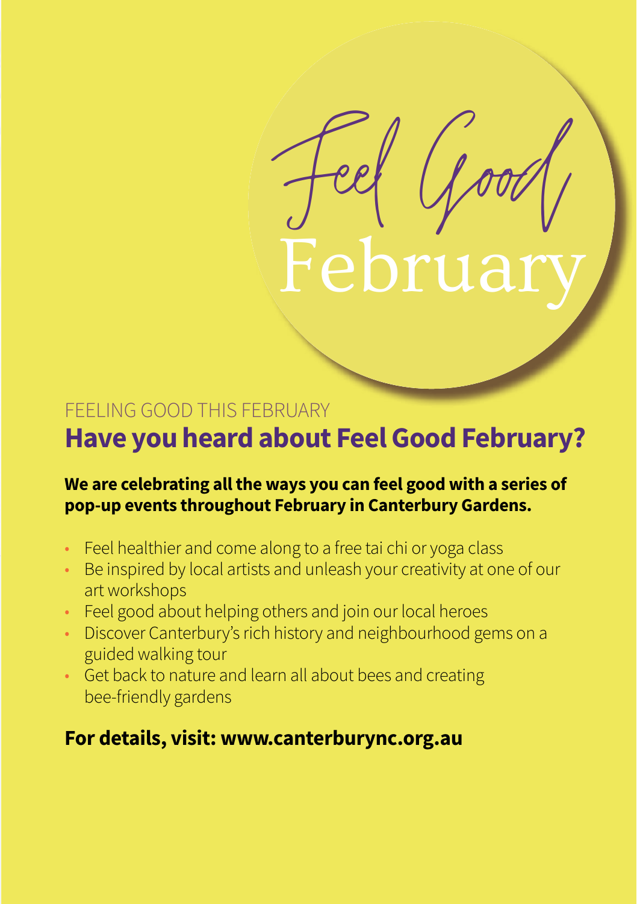# Feel Good February

FEELING GOOD THIS FEBRUARY

## Have you heard about Feel Good February?

**We are celebrating all the ways you can feel good with a series of pop-up events throughout February in Canterbury Gardens.**

- Feel healthier and come along to a free tai chi or yoga class
- Be inspired by local artists and unleash your creativity at one of our art workshops
- Feel good about helping others and join our local heroes
- Discover Canterbury's rich history and neighbourhood gems on a guided walking tour
- Get back to nature and learn all about bees and creating bee-friendly gardens

**For details, visit: www.canterburync.org.au**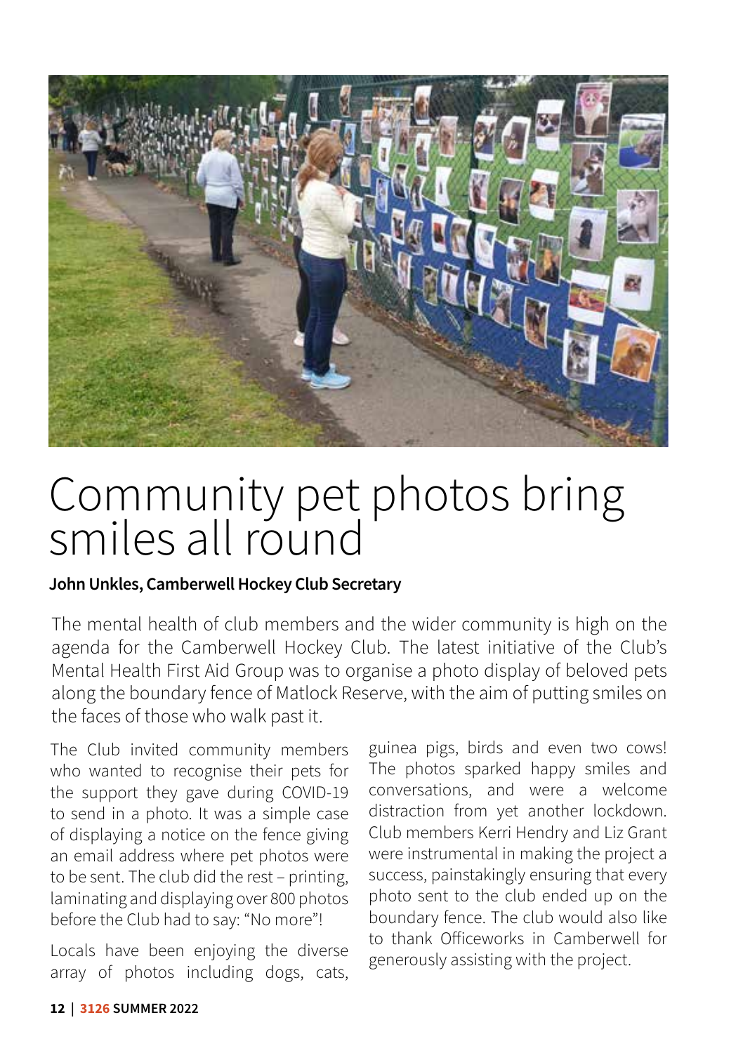# Community pet photos bring smiles all round

**John Unkles, Camberwell Hockey Club Secretary**

The mental health of club members and the wider community is high on the agenda for the Camberwell Hockey Club. The latest initiative of the Club's Mental Health First Aid Group was to organise a photo display of beloved pets along the boundary fence of Matlock Reserve, with the aim of putting smiles on the faces of those who walk past it.

The Club invited community members who wanted to recognise their pets for the support they gave during COVID-19 to send in a photo. It was a simple case of displaying a notice on the fence giving an email address where pet photos were to be sent. The club did the rest – printing, laminating and displaying over 800 photos before the Club had to say: "No more"!

Locals have been enjoying the diverse array of photos including dogs, cats, guinea pigs, birds and even two cows! The photos sparked happy smiles and conversations, and were a welcome distraction from yet another lockdown. Club members Kerri Hendry and Liz Grant were instrumental in making the project a success, painstakingly ensuring that every photo sent to the club ended up on the boundary fence. The club would also like to thank Officeworks in Camberwell for generously assisting with the project.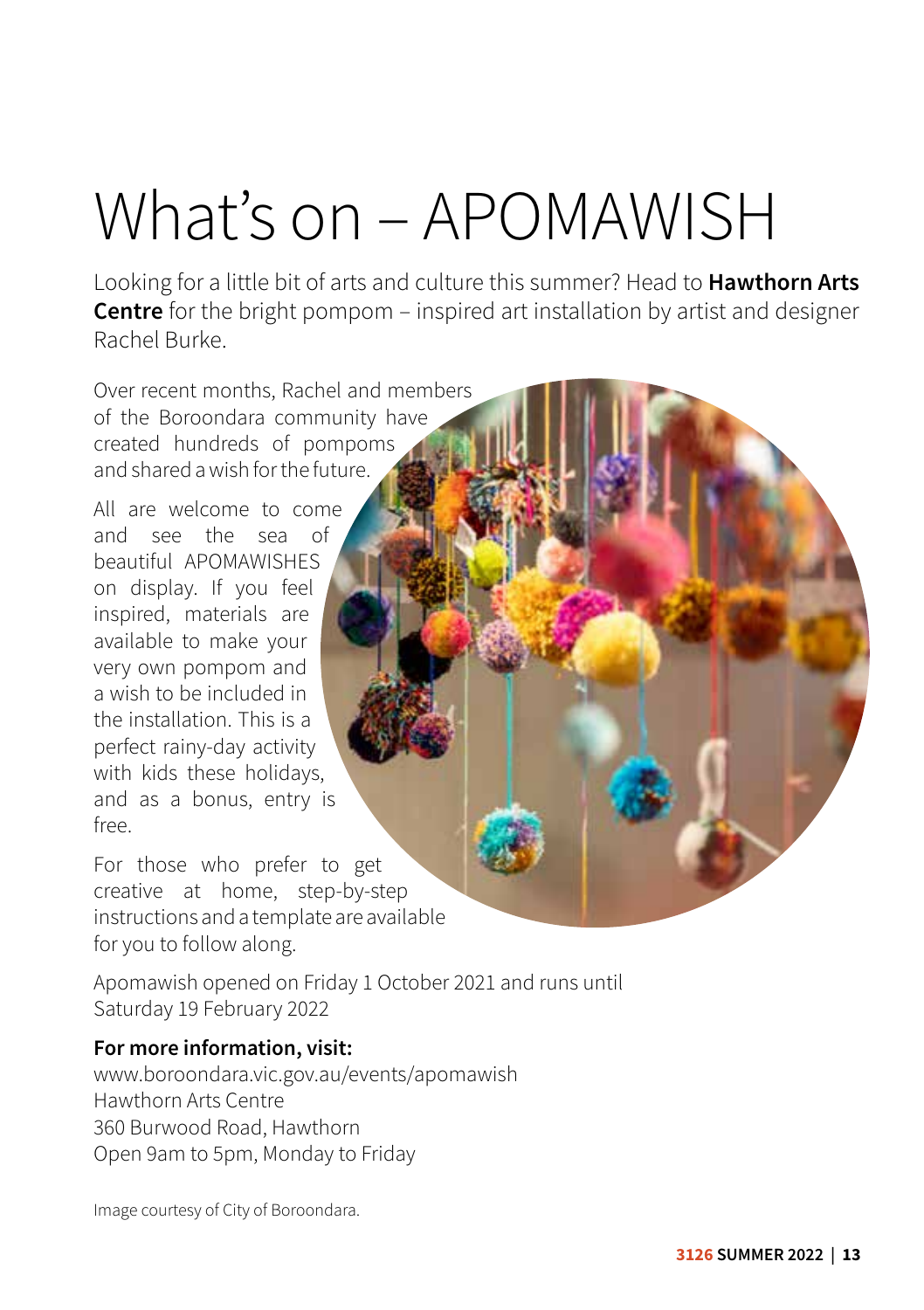# What's on – APOMAWISH

Looking for a little bit of arts and culture this summer? Head to **Hawthorn Arts Centre** for the bright pompom – inspired art installation by artist and designer Rachel Burke.

Over recent months, Rachel and members of the Boroondara community have created hundreds of pompoms and shared a wish for the future.

All are welcome to come and see the sea of beautiful APOMAWISHES on display. If you feel inspired, materials are available to make your very own pompom and a wish to be included in the installation. This is a perfect rainy-day activity with kids these holidays, and as a bonus, entry is free.

For those who prefer to get creative at home, step-by-step instructions and a template are available for you to follow along.

Apomawish opened on Friday 1 October 2021 and runs until Saturday 19 February 2022

**For more information, visit:**
www.boroondara.vic.gov.au/events/apomawish
Hawthorn Arts Centre
360 Burwood Road, Hawthorn
Open 9am to 5pm, Monday to Friday

Image courtesy of City of Boroondara.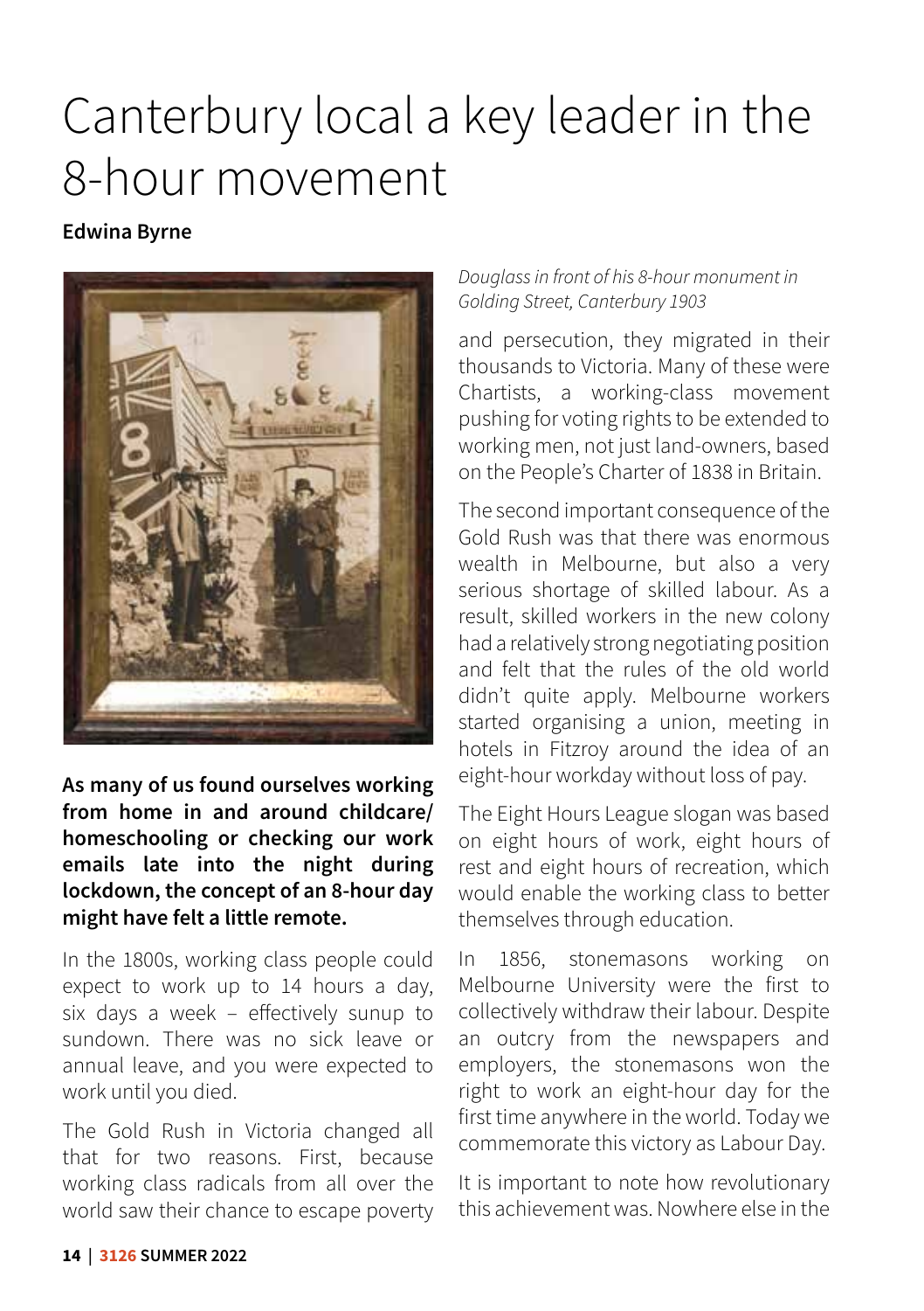# Canterbury local a key leader in the 8-hour movement

**Edwina Byrne**

*Douglass in front of his 8-hour monument in Golding Street, Canterbury 1903*

**As many of us found ourselves working from home in and around childcare/ homeschooling or checking our work emails late into the night during lockdown, the concept of an 8-hour day might have felt a little remote.**

In the 1800s, working class people could expect to work up to 14 hours a day, six days a week – effectively sunup to sundown. There was no sick leave or annual leave, and you were expected to work until you died.

The Gold Rush in Victoria changed all that for two reasons. First, because working class radicals from all over the world saw their chance to escape poverty and persecution, they migrated in their thousands to Victoria. Many of these were Chartists, a working-class movement pushing for voting rights to be extended to working men, not just land-owners, based on the People's Charter of 1838 in Britain.

The second important consequence of the Gold Rush was that there was enormous wealth in Melbourne, but also a very serious shortage of skilled labour. As a result, skilled workers in the new colony had a relatively strong negotiating position and felt that the rules of the old world didn't quite apply. Melbourne workers started organising a union, meeting in hotels in Fitzroy around the idea of an eight-hour workday without loss of pay.

The Eight Hours League slogan was based on eight hours of work, eight hours of rest and eight hours of recreation, which would enable the working class to better themselves through education.

In 1856, stonemasons working on Melbourne University were the first to collectively withdraw their labour. Despite an outcry from the newspapers and employers, the stonemasons won the right to work an eight-hour day for the first time anywhere in the world. Today we commemorate this victory as Labour Day.

It is important to note how revolutionary this achievement was. Nowhere else in the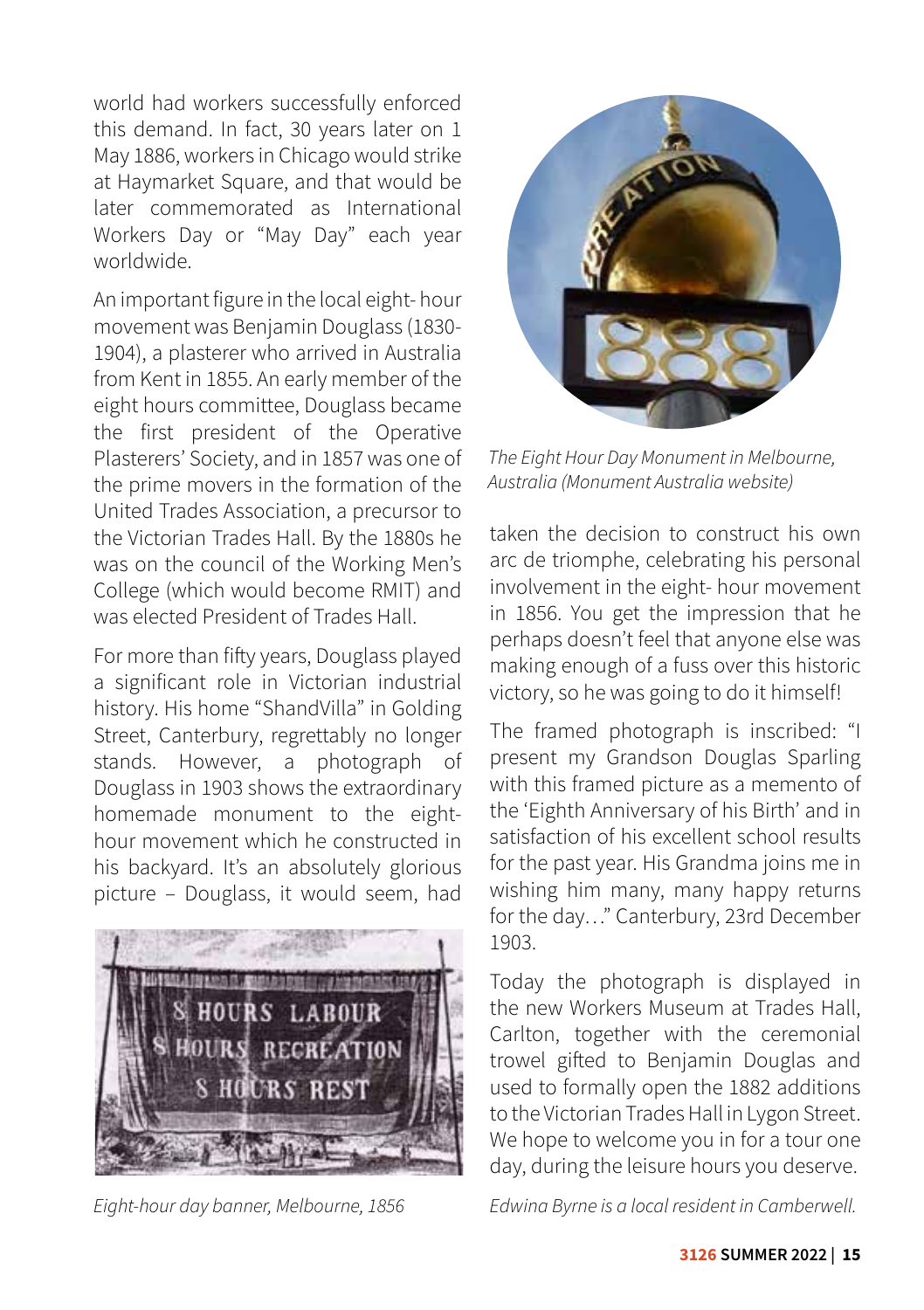world had workers successfully enforced this demand. In fact, 30 years later on 1 May 1886, workers in Chicago would strike at Haymarket Square, and that would be later commemorated as International Workers Day or "May Day" each year worldwide.

An important figure in the local eight- hour movement was Benjamin Douglass (1830-1904), a plasterer who arrived in Australia from Kent in 1855. An early member of the eight hours committee, Douglass became the first president of the Operative Plasterers' Society, and in 1857 was one of the prime movers in the formation of the United Trades Association, a precursor to the Victorian Trades Hall. By the 1880s he was on the council of the Working Men's College (which would become RMIT) and was elected President of Trades Hall.

For more than fifty years, Douglass played a significant role in Victorian industrial history. His home "ShandVilla" in Golding Street, Canterbury, regrettably no longer stands. However, a photograph of Douglass in 1903 shows the extraordinary homemade monument to the eight-hour movement which he constructed in his backyard. It's an absolutely glorious picture – Douglass, it would seem, had taken the decision to construct his own arc de triomphe, celebrating his personal involvement in the eight- hour movement in 1856. You get the impression that he perhaps doesn't feel that anyone else was making enough of a fuss over this historic victory, so he was going to do it himself!

*Eight-hour day banner, Melbourne, 1856*

*The Eight Hour Day Monument in Melbourne, Australia (Monument Australia website)*

The framed photograph is inscribed: "I present my Grandson Douglas Sparling with this framed picture as a memento of the 'Eighth Anniversary of his Birth' and in satisfaction of his excellent school results for the past year. His Grandma joins me in wishing him many, many happy returns for the day…" Canterbury, 23rd December 1903.

Today the photograph is displayed in the new Workers Museum at Trades Hall, Carlton, together with the ceremonial trowel gifted to Benjamin Douglas and used to formally open the 1882 additions to the Victorian Trades Hall in Lygon Street. We hope to welcome you in for a tour one day, during the leisure hours you deserve.

*Edwina Byrne is a local resident in Camberwell.*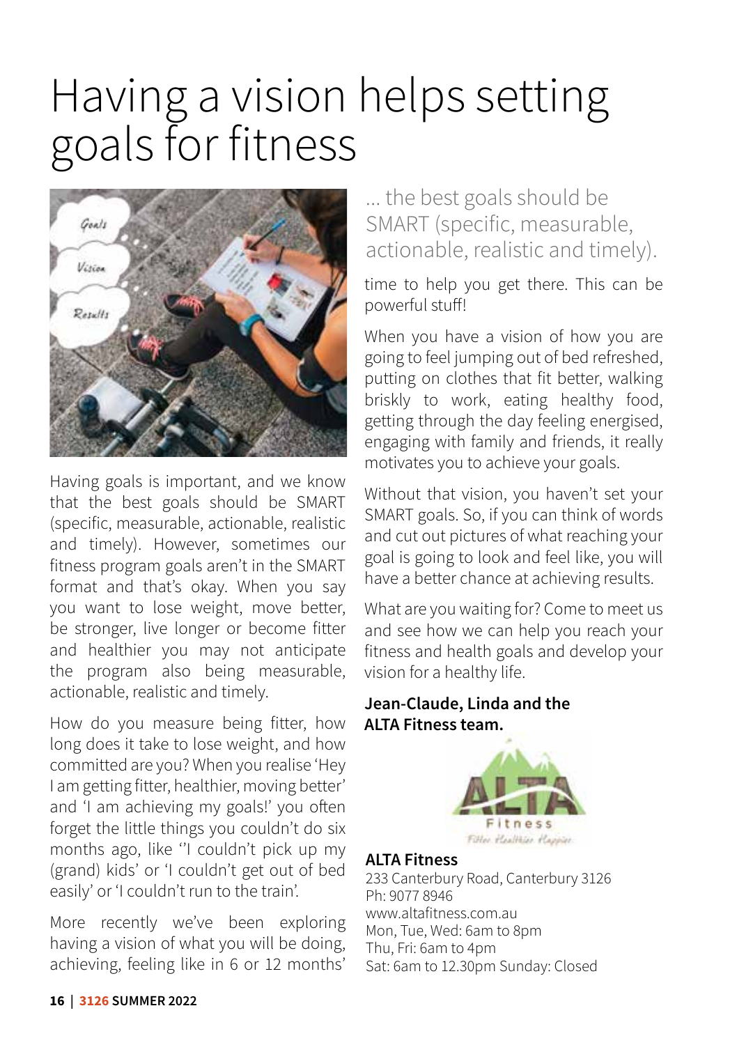# Having a vision helps setting goals for fitness

Having goals is important, and we know that the best goals should be SMART (specific, measurable, actionable, realistic and timely). However, sometimes our fitness program goals aren't in the SMART format and that's okay. When you say you want to lose weight, move better, be stronger, live longer or become fitter and healthier you may not anticipate the program also being measurable, actionable, realistic and timely.

How do you measure being fitter, how long does it take to lose weight, and how committed are you? When you realise 'Hey I am getting fitter, healthier, moving better' and 'I am achieving my goals!' you often forget the little things you couldn't do six months ago, like ''I couldn't pick up my (grand) kids' or 'I couldn't get out of bed easily' or 'I couldn't run to the train'.

More recently we've been exploring having a vision of what you will be doing, achieving, feeling like in 6 or 12 months' time to help you get there. This can be powerful stuff!

> ... the best goals should be SMART (specific, measurable, actionable, realistic and timely).

When you have a vision of how you are going to feel jumping out of bed refreshed, putting on clothes that fit better, walking briskly to work, eating healthy food, getting through the day feeling energised, engaging with family and friends, it really motivates you to achieve your goals.

Without that vision, you haven't set your SMART goals. So, if you can think of words and cut out pictures of what reaching your goal is going to look and feel like, you will have a better chance at achieving results.

What are you waiting for? Come to meet us and see how we can help you reach your fitness and health goals and develop your vision for a healthy life.

**Jean-Claude, Linda and the ALTA Fitness team.**

**ALTA Fitness**
233 Canterbury Road, Canterbury 3126
Ph: 9077 8946
www.altafitness.com.au
Mon, Tue, Wed: 6am to 8pm
Thu, Fri: 6am to 4pm
Sat: 6am to 12.30pm Sunday: Closed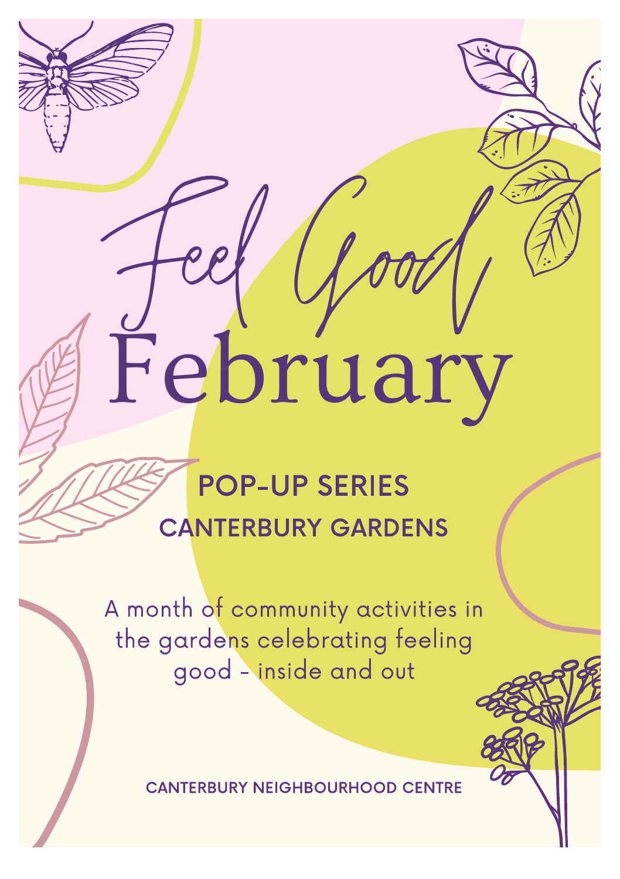# Feel Good February

## POP-UP SERIES

### CANTERBURY GARDENS

A month of community activities in the gardens celebrating feeling good - inside and out

**CANTERBURY NEIGHBOURHOOD CENTRE**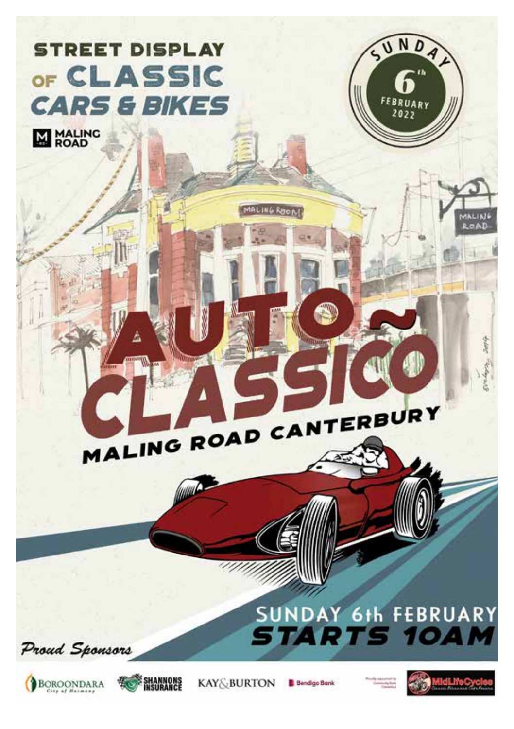# STREET DISPLAY OF CLASSIC CARS & BIKES

MALING ROAD

SUNDAY 6th FEBRUARY 2022

# AUTO~CLASSICO

## MALING ROAD CANTERBURY

SUNDAY 6th FEBRUARY

**STARTS 10AM**

*Proud Sponsors*

BOROONDARA City of Harmony | SHANNONS INSURANCE | KAY & BURTON | Bendigo Bank | MidLifeCycles